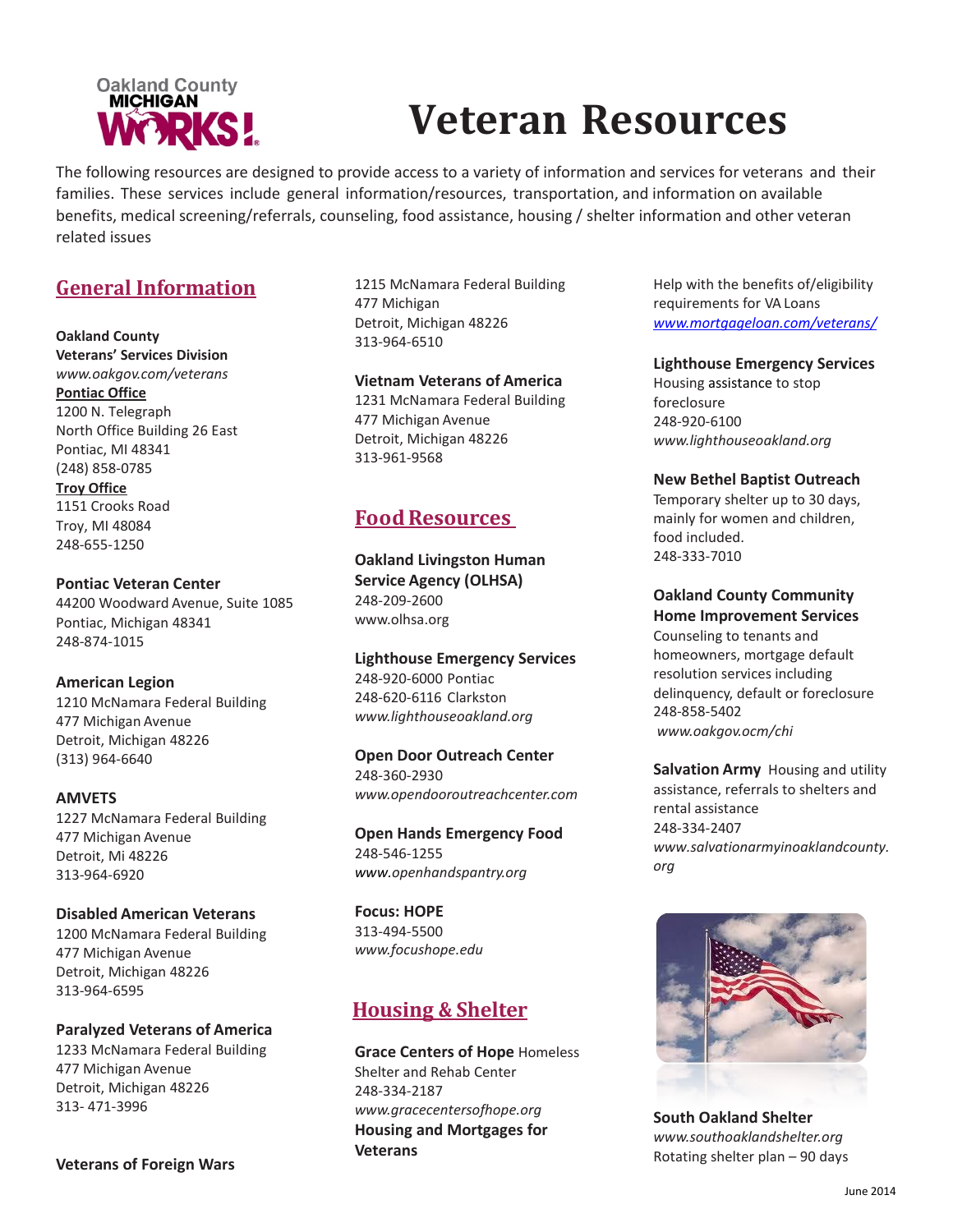# Veteran Resources

The following resources are designed to provide access to a variety of information and services for veterans and their families. These services include general information/resources, transportation, and information on available benefits, medical screening/referrals, counseling, food assistance, housing / shelter information and other veteran related issues

## General Information

**Oakland County**
**Veterans' Services Division**
*www.oakgov.com/veterans*
**Pontiac Office**
1200 N. Telegraph
North Office Building 26 East
Pontiac, MI 48341
(248) 858-0785
**Troy Office**
1151 Crooks Road
Troy, MI 48084
248-655-1250

**Pontiac Veteran Center**
44200 Woodward Avenue, Suite 1085
Pontiac, Michigan 48341
248-874-1015

**American Legion**
1210 McNamara Federal Building
477 Michigan Avenue
Detroit, Michigan 48226
(313) 964-6640

**AMVETS**
1227 McNamara Federal Building
477 Michigan Avenue
Detroit, Mi 48226
313-964-6920

**Disabled American Veterans**
1200 McNamara Federal Building
477 Michigan Avenue
Detroit, Michigan 48226
313-964-6595

**Paralyzed Veterans of America**
1233 McNamara Federal Building
477 Michigan Avenue
Detroit, Michigan 48226
313- 471-3996

**Veterans of Foreign Wars**
1215 McNamara Federal Building
477 Michigan
Detroit, Michigan 48226
313-964-6510

**Vietnam Veterans of America**
1231 McNamara Federal Building
477 Michigan Avenue
Detroit, Michigan 48226
313-961-9568

## Food Resources

**Oakland Livingston Human Service Agency (OLHSA)**
248-209-2600
www.olhsa.org

**Lighthouse Emergency Services**
248-920-6000 Pontiac
248-620-6116 Clarkston
*www.lighthouseoakland.org*

**Open Door Outreach Center**
248-360-2930
*www.opendooroutreachcenter.com*

**Open Hands Emergency Food**
248-546-1255
*www.openhandspantry.org*

**Focus: HOPE**
313-494-5500
*www.focushope.edu*

## Housing & Shelter

**Grace Centers of Hope** Homeless Shelter and Rehab Center
248-334-2187
*www.gracecentersofhope.org*

**Housing and Mortgages for Veterans**
Help with the benefits of/eligibility requirements for VA Loans
*www.mortgageloan.com/veterans/*

**Lighthouse Emergency Services**
Housing assistance to stop foreclosure
248-920-6100
*www.lighthouseoakland.org*

**New Bethel Baptist Outreach**
Temporary shelter up to 30 days, mainly for women and children, food included.
248-333-7010

**Oakland County Community Home Improvement Services**
Counseling to tenants and homeowners, mortgage default resolution services including delinquency, default or foreclosure
248-858-5402
*www.oakgov.ocm/chi*

**Salvation Army** Housing and utility assistance, referrals to shelters and rental assistance
248-334-2407
*www.salvationarmyinoaklandcounty.org*

**South Oakland Shelter**
*www.southoaklandshelter.org*
Rotating shelter plan – 90 days

June 2014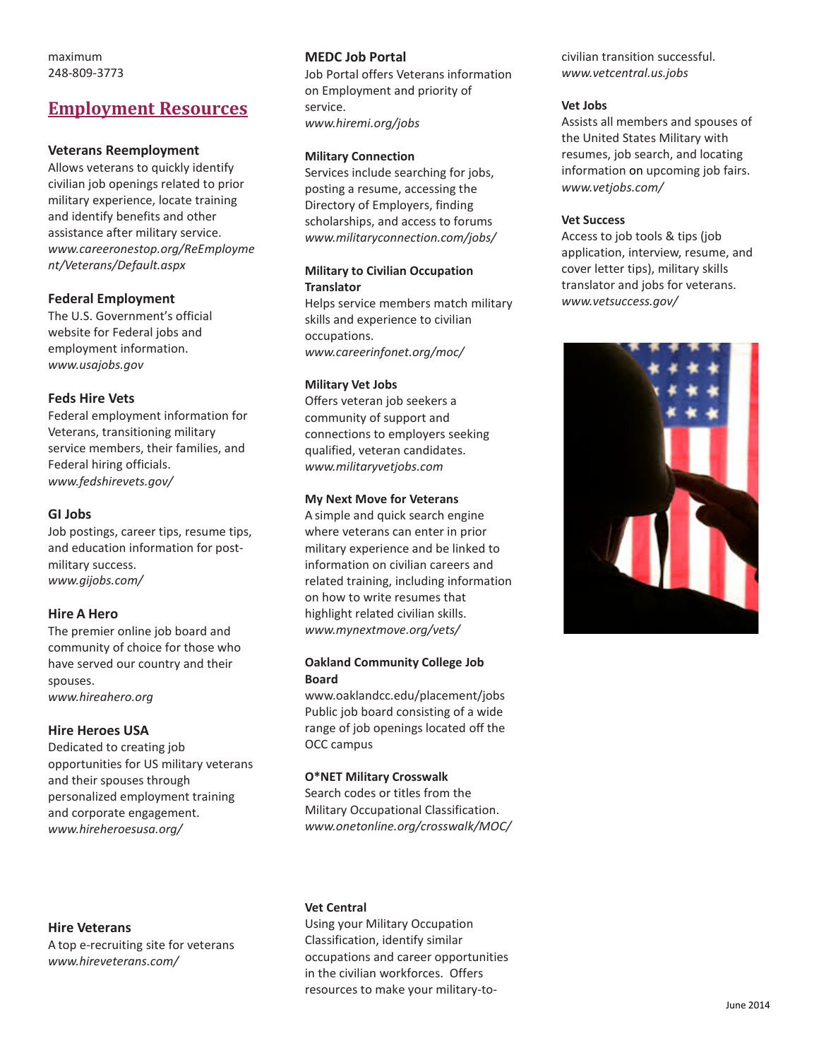maximum
248-809-3773

## Employment Resources

**Veterans Reemployment**
Allows veterans to quickly identify civilian job openings related to prior military experience, locate training and identify benefits and other assistance after military service.
*www.careeronestop.org/ReEmployment/Veterans/Default.aspx*

**Federal Employment**
The U.S. Government's official website for Federal jobs and employment information.
*www.usajobs.gov*

**Feds Hire Vets**
Federal employment information for Veterans, transitioning military service members, their families, and Federal hiring officials.
*www.fedshirevets.gov/*

**GI Jobs**
Job postings, career tips, resume tips, and education information for post-military success.
*www.gijobs.com/*

**Hire A Hero**
The premier online job board and community of choice for those who have served our country and their spouses.
*www.hireahero.org*

**Hire Heroes USA**
Dedicated to creating job opportunities for US military veterans and their spouses through personalized employment training and corporate engagement.
*www.hireheroesusa.org/*

**Hire Veterans**
A top e-recruiting site for veterans
*www.hireveterans.com/*

**MEDC Job Portal**
Job Portal offers Veterans information on Employment and priority of service.
*www.hiremi.org/jobs*

**Military Connection**
Services include searching for jobs, posting a resume, accessing the Directory of Employers, finding scholarships, and access to forums
*www.militaryconnection.com/jobs/*

**Military to Civilian Occupation Translator**
Helps service members match military skills and experience to civilian occupations.
*www.careerinfonet.org/moc/*

**Military Vet Jobs**
Offers veteran job seekers a community of support and connections to employers seeking qualified, veteran candidates.
*www.militaryvetjobs.com*

**My Next Move for Veterans**
A simple and quick search engine where veterans can enter in prior military experience and be linked to information on civilian careers and related training, including information on how to write resumes that highlight related civilian skills.
*www.mynextmove.org/vets/*

**Oakland Community College Job Board**
www.oaklandcc.edu/placement/jobs
Public job board consisting of a wide range of job openings located off the OCC campus

**O*NET Military Crosswalk**
Search codes or titles from the Military Occupational Classification.
*www.onetonline.org/crosswalk/MOC/*

**Vet Central**
Using your Military Occupation Classification, identify similar occupations and career opportunities in the civilian workforces. Offers resources to make your military-to-civilian transition successful.
*www.vetcentral.us.jobs*

**Vet Jobs**
Assists all members and spouses of the United States Military with resumes, job search, and locating information on upcoming job fairs.
*www.vetjobs.com/*

**Vet Success**
Access to job tools & tips (job application, interview, resume, and cover letter tips), military skills translator and jobs for veterans.
*www.vetsuccess.gov/*

June 2014